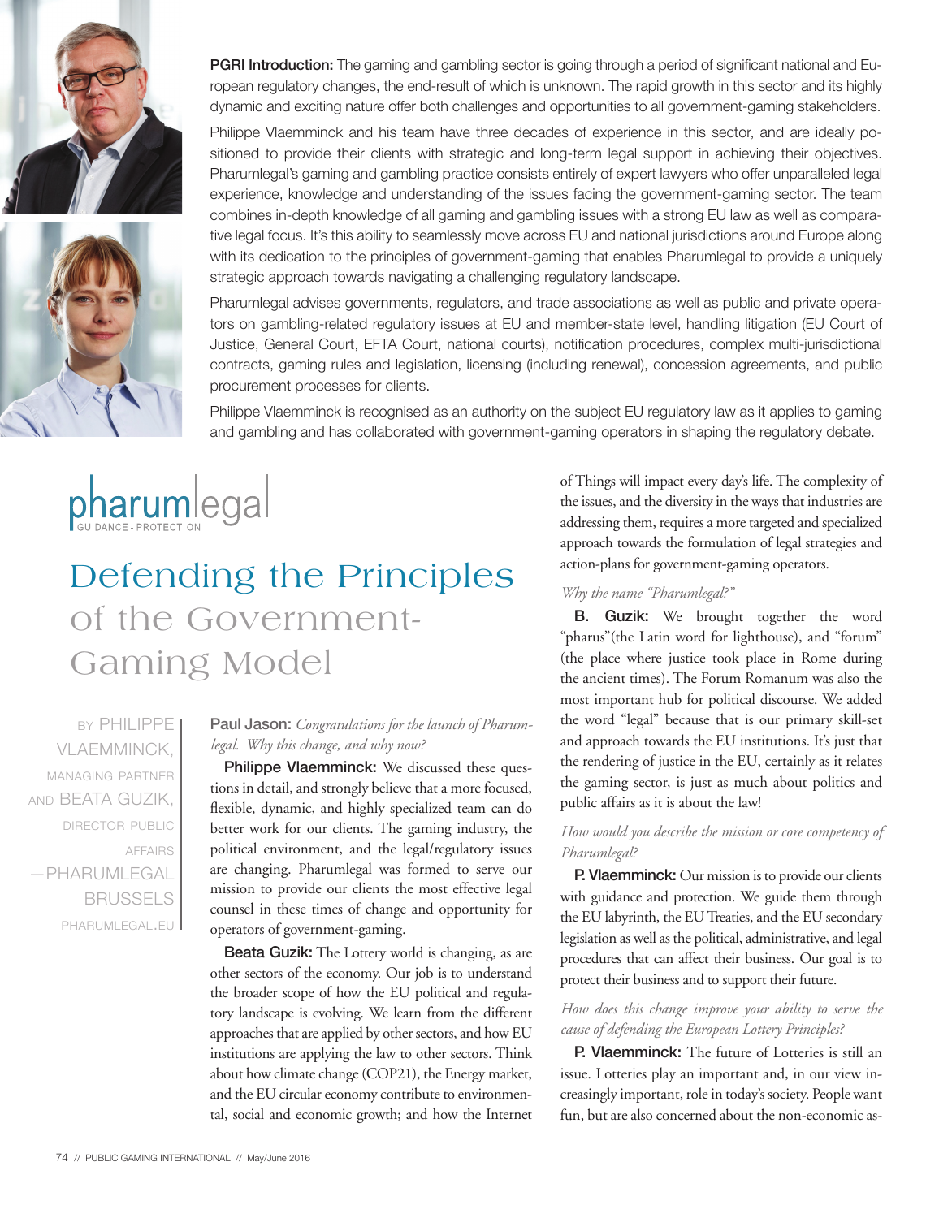**PGRI Introduction:** The gaming and gambling sector is going through a period of significant national and European regulatory changes, the end-result of which is unknown. The rapid growth in this sector and its highly dynamic and exciting nature offer both challenges and opportunities to all government-gaming stakeholders.

Philippe Vlaemminck and his team have three decades of experience in this sector, and are ideally positioned to provide their clients with strategic and long-term legal support in achieving their objectives. Pharumlegal's gaming and gambling practice consists entirely of expert lawyers who offer unparalleled legal experience, knowledge and understanding of the issues facing the government-gaming sector. The team combines in-depth knowledge of all gaming and gambling issues with a strong EU law as well as comparative legal focus. It's this ability to seamlessly move across EU and national jurisdictions around Europe along with its dedication to the principles of government-gaming that enables Pharumlegal to provide a uniquely strategic approach towards navigating a challenging regulatory landscape.

Pharumlegal advises governments, regulators, and trade associations as well as public and private operators on gambling-related regulatory issues at EU and member-state level, handling litigation (EU Court of Justice, General Court, EFTA Court, national courts), notification procedures, complex multi-jurisdictional contracts, gaming rules and legislation, licensing (including renewal), concession agreements, and public procurement processes for clients.

Philippe Vlaemminck is recognised as an authority on the subject EU regulatory law as it applies to gaming and gambling and has collaborated with government-gaming operators in shaping the regulatory debate.

pharumlegal
GUIDANCE - PROTECTION

# Defending the Principles of the Government-Gaming Model

BY PHILIPPE VLAEMMINCK, MANAGING PARTNER AND BEATA GUZIK, DIRECTOR PUBLIC AFFAIRS —PHARUMLEGAL BRUSSELS PHARUMLEGAL.EU

**Paul Jason:** *Congratulations for the launch of Pharumlegal. Why this change, and why now?*

**Philippe Vlaemminck:** We discussed these questions in detail, and strongly believe that a more focused, flexible, dynamic, and highly specialized team can do better work for our clients. The gaming industry, the political environment, and the legal/regulatory issues are changing. Pharumlegal was formed to serve our mission to provide our clients the most effective legal counsel in these times of change and opportunity for operators of government-gaming.

**Beata Guzik:** The Lottery world is changing, as are other sectors of the economy. Our job is to understand the broader scope of how the EU political and regulatory landscape is evolving. We learn from the different approaches that are applied by other sectors, and how EU institutions are applying the law to other sectors. Think about how climate change (COP21), the Energy market, and the EU circular economy contribute to environmental, social and economic growth; and how the Internet of Things will impact every day's life. The complexity of the issues, and the diversity in the ways that industries are addressing them, requires a more targeted and specialized approach towards the formulation of legal strategies and action-plans for government-gaming operators.

*Why the name "Pharumlegal?"*

**B. Guzik:** We brought together the word "pharus"(the Latin word for lighthouse), and "forum" (the place where justice took place in Rome during the ancient times). The Forum Romanum was also the most important hub for political discourse. We added the word "legal" because that is our primary skill-set and approach towards the EU institutions. It's just that the rendering of justice in the EU, certainly as it relates the gaming sector, is just as much about politics and public affairs as it is about the law!

*How would you describe the mission or core competency of Pharumlegal?*

**P. Vlaemminck:** Our mission is to provide our clients with guidance and protection. We guide them through the EU labyrinth, the EU Treaties, and the EU secondary legislation as well as the political, administrative, and legal procedures that can affect their business. Our goal is to protect their business and to support their future.

*How does this change improve your ability to serve the cause of defending the European Lottery Principles?*

**P. Vlaemminck:** The future of Lotteries is still an issue. Lotteries play an important and, in our view increasingly important, role in today's society. People want fun, but are also concerned about the non-economic as-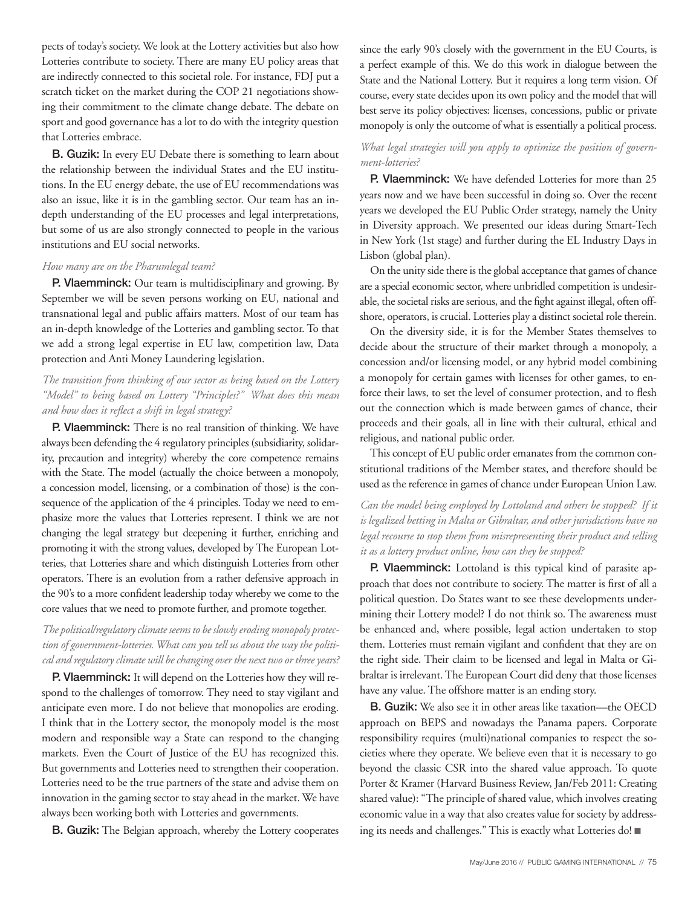pects of today's society. We look at the Lottery activities but also how Lotteries contribute to society. There are many EU policy areas that are indirectly connected to this societal role. For instance, FDJ put a scratch ticket on the market during the COP 21 negotiations showing their commitment to the climate change debate. The debate on sport and good governance has a lot to do with the integrity question that Lotteries embrace.

**B. Guzik:** In every EU Debate there is something to learn about the relationship between the individual States and the EU institutions. In the EU energy debate, the use of EU recommendations was also an issue, like it is in the gambling sector. Our team has an in-depth understanding of the EU processes and legal interpretations, but some of us are also strongly connected to people in the various institutions and EU social networks.

*How many are on the Pharumlegal team?*

**P. Vlaemminck:** Our team is multidisciplinary and growing. By September we will be seven persons working on EU, national and transnational legal and public affairs matters. Most of our team has an in-depth knowledge of the Lotteries and gambling sector. To that we add a strong legal expertise in EU law, competition law, Data protection and Anti Money Laundering legislation.

*The transition from thinking of our sector as being based on the Lottery "Model" to being based on Lottery "Principles?" What does this mean and how does it reflect a shift in legal strategy?*

**P. Vlaemminck:** There is no real transition of thinking. We have always been defending the 4 regulatory principles (subsidiarity, solidarity, precaution and integrity) whereby the core competence remains with the State. The model (actually the choice between a monopoly, a concession model, licensing, or a combination of those) is the consequence of the application of the 4 principles. Today we need to emphasize more the values that Lotteries represent. I think we are not changing the legal strategy but deepening it further, enriching and promoting it with the strong values, developed by The European Lotteries, that Lotteries share and which distinguish Lotteries from other operators. There is an evolution from a rather defensive approach in the 90's to a more confident leadership today whereby we come to the core values that we need to promote further, and promote together.

*The political/regulatory climate seems to be slowly eroding monopoly protection of government-lotteries. What can you tell us about the way the political and regulatory climate will be changing over the next two or three years?*

**P. Vlaemminck:** It will depend on the Lotteries how they will respond to the challenges of tomorrow. They need to stay vigilant and anticipate even more. I do not believe that monopolies are eroding. I think that in the Lottery sector, the monopoly model is the most modern and responsible way a State can respond to the changing markets. Even the Court of Justice of the EU has recognized this. But governments and Lotteries need to strengthen their cooperation. Lotteries need to be the true partners of the state and advise them on innovation in the gaming sector to stay ahead in the market. We have always been working both with Lotteries and governments.

**B. Guzik:** The Belgian approach, whereby the Lottery cooperates since the early 90's closely with the government in the EU Courts, is a perfect example of this. We do this work in dialogue between the State and the National Lottery. But it requires a long term vision. Of course, every state decides upon its own policy and the model that will best serve its policy objectives: licenses, concessions, public or private monopoly is only the outcome of what is essentially a political process.

*What legal strategies will you apply to optimize the position of government-lotteries?*

**P. Vlaemminck:** We have defended Lotteries for more than 25 years now and we have been successful in doing so. Over the recent years we developed the EU Public Order strategy, namely the Unity in Diversity approach. We presented our ideas during Smart-Tech in New York (1st stage) and further during the EL Industry Days in Lisbon (global plan).

On the unity side there is the global acceptance that games of chance are a special economic sector, where unbridled competition is undesirable, the societal risks are serious, and the fight against illegal, often offshore, operators, is crucial. Lotteries play a distinct societal role therein.

On the diversity side, it is for the Member States themselves to decide about the structure of their market through a monopoly, a concession and/or licensing model, or any hybrid model combining a monopoly for certain games with licenses for other games, to enforce their laws, to set the level of consumer protection, and to flesh out the connection which is made between games of chance, their proceeds and their goals, all in line with their cultural, ethical and religious, and national public order.

This concept of EU public order emanates from the common constitutional traditions of the Member states, and therefore should be used as the reference in games of chance under European Union Law.

*Can the model being employed by Lottoland and others be stopped? If it is legalized betting in Malta or Gibraltar, and other jurisdictions have no legal recourse to stop them from misrepresenting their product and selling it as a lottery product online, how can they be stopped?*

**P. Vlaemminck:** Lottoland is this typical kind of parasite approach that does not contribute to society. The matter is first of all a political question. Do States want to see these developments undermining their Lottery model? I do not think so. The awareness must be enhanced and, where possible, legal action undertaken to stop them. Lotteries must remain vigilant and confident that they are on the right side. Their claim to be licensed and legal in Malta or Gibraltar is irrelevant. The European Court did deny that those licenses have any value. The offshore matter is an ending story.

**B. Guzik:** We also see it in other areas like taxation—the OECD approach on BEPS and nowadays the Panama papers. Corporate responsibility requires (multi)national companies to respect the societies where they operate. We believe even that it is necessary to go beyond the classic CSR into the shared value approach. To quote Porter & Kramer (Harvard Business Review, Jan/Feb 2011: Creating shared value): "The principle of shared value, which involves creating economic value in a way that also creates value for society by addressing its needs and challenges." This is exactly what Lotteries do! ■